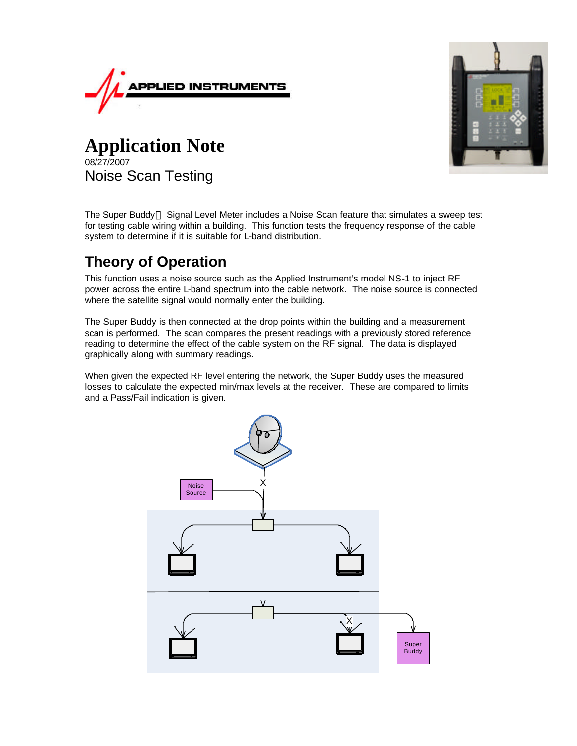# Application Note

08/27/2007

## Noise Scan Testing

The Super Buddy Signal Level Meter includes a Noise Scan feature that simulates a sweep test for testing cable wiring within a building. This function tests the frequency response of the cable system to determine if it is suitable for L-band distribution.

## Theory of Operation

This function uses a noise source such as the Applied Instrument's model NS-1 to inject RF power across the entire L-band spectrum into the cable network. The noise source is connected where the satellite signal would normally enter the building.

The Super Buddy is then connected at the drop points within the building and a measurement scan is performed. The scan compares the present readings with a previously stored reference reading to determine the effect of the cable system on the RF signal. The data is displayed graphically along with summary readings.

When given the expected RF level entering the network, the Super Buddy uses the measured losses to calculate the expected min/max levels at the receiver. These are compared to limits and a Pass/Fail indication is given.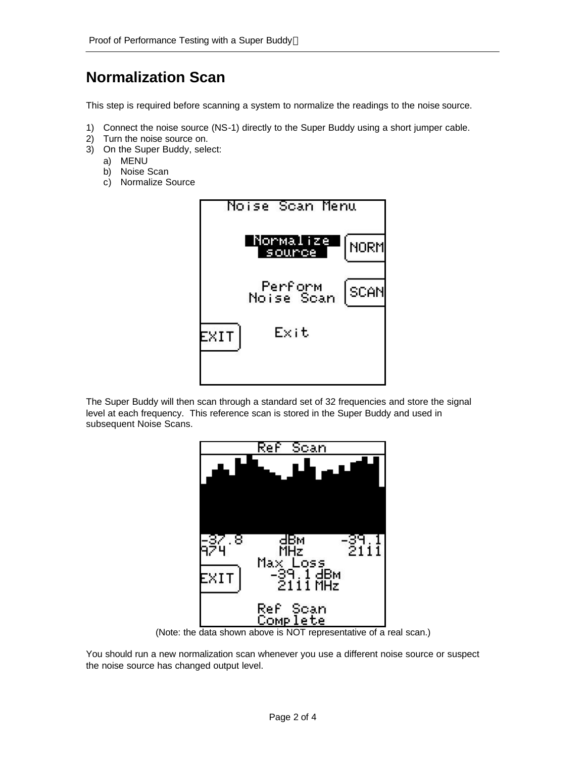# Normalization Scan

This step is required before scanning a system to normalize the readings to the noise source.

1) Connect the noise source (NS-1) directly to the Super Buddy using a short jumper cable.
2) Turn the noise source on.
3) On the Super Buddy, select:
   a) MENU
   b) Noise Scan
   c) Normalize Source

The Super Buddy will then scan through a standard set of 32 frequencies and store the signal level at each frequency. This reference scan is stored in the Super Buddy and used in subsequent Noise Scans.

(Note: the data shown above is NOT representative of a real scan.)

You should run a new normalization scan whenever you use a different noise source or suspect the noise source has changed output level.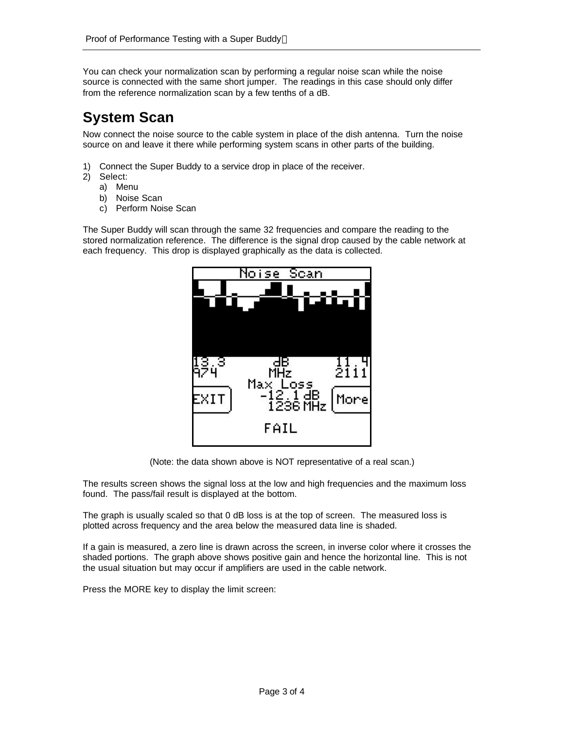You can check your normalization scan by performing a regular noise scan while the noise source is connected with the same short jumper. The readings in this case should only differ from the reference normalization scan by a few tenths of a dB.

## System Scan

Now connect the noise source to the cable system in place of the dish antenna. Turn the noise source on and leave it there while performing system scans in other parts of the building.

1) Connect the Super Buddy to a service drop in place of the receiver.
2) Select:
   a) Menu
   b) Noise Scan
   c) Perform Noise Scan

The Super Buddy will scan through the same 32 frequencies and compare the reading to the stored normalization reference. The difference is the signal drop caused by the cable network at each frequency. This drop is displayed graphically as the data is collected.

(Note: the data shown above is NOT representative of a real scan.)

The results screen shows the signal loss at the low and high frequencies and the maximum loss found. The pass/fail result is displayed at the bottom.

The graph is usually scaled so that 0 dB loss is at the top of screen. The measured loss is plotted across frequency and the area below the measured data line is shaded.

If a gain is measured, a zero line is drawn across the screen, in inverse color where it crosses the shaded portions. The graph above shows positive gain and hence the horizontal line. This is not the usual situation but may occur if amplifiers are used in the cable network.

Press the MORE key to display the limit screen: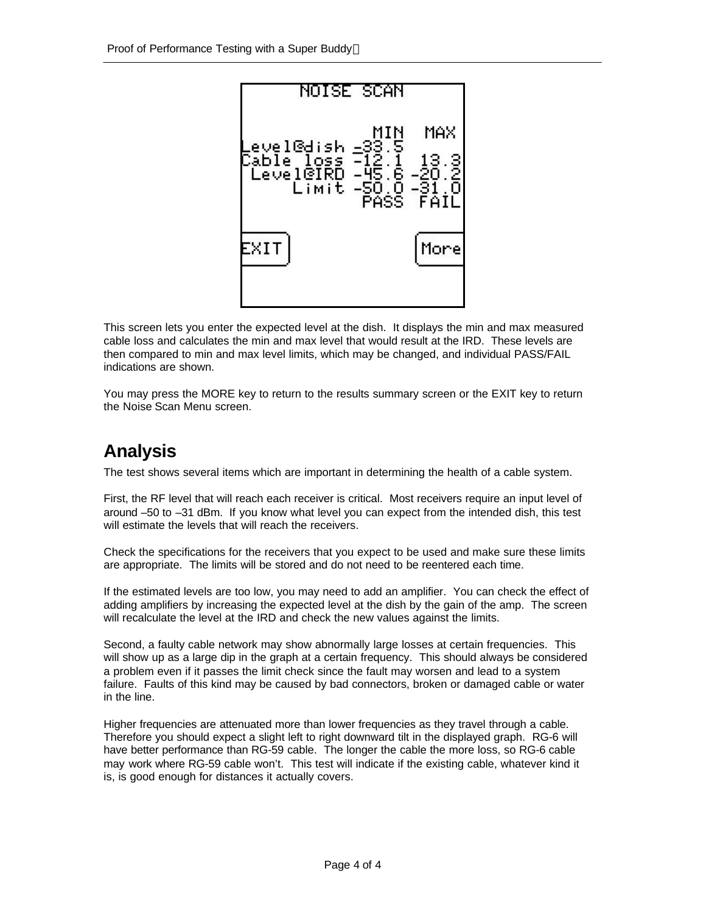NOISE SCAN

| | MIN | MAX |
|---|---|---|
| Level@dish | -33.5 | |
| Cable loss | -12.1 | 13.3 |
| Level@IRD | -45.6 | -20.2 |
| Limit | -50.0 | -31.0 |
| | PASS | FAIL |

EXIT More

This screen lets you enter the expected level at the dish. It displays the min and max measured cable loss and calculates the min and max level that would result at the IRD. These levels are then compared to min and max level limits, which may be changed, and individual PASS/FAIL indications are shown.

You may press the MORE key to return to the results summary screen or the EXIT key to return the Noise Scan Menu screen.

## Analysis

The test shows several items which are important in determining the health of a cable system.

First, the RF level that will reach each receiver is critical. Most receivers require an input level of around –50 to –31 dBm. If you know what level you can expect from the intended dish, this test will estimate the levels that will reach the receivers.

Check the specifications for the receivers that you expect to be used and make sure these limits are appropriate. The limits will be stored and do not need to be reentered each time.

If the estimated levels are too low, you may need to add an amplifier. You can check the effect of adding amplifiers by increasing the expected level at the dish by the gain of the amp. The screen will recalculate the level at the IRD and check the new values against the limits.

Second, a faulty cable network may show abnormally large losses at certain frequencies. This will show up as a large dip in the graph at a certain frequency. This should always be considered a problem even if it passes the limit check since the fault may worsen and lead to a system failure. Faults of this kind may be caused by bad connectors, broken or damaged cable or water in the line.

Higher frequencies are attenuated more than lower frequencies as they travel through a cable. Therefore you should expect a slight left to right downward tilt in the displayed graph. RG-6 will have better performance than RG-59 cable. The longer the cable the more loss, so RG-6 cable may work where RG-59 cable won't. This test will indicate if the existing cable, whatever kind it is, is good enough for distances it actually covers.